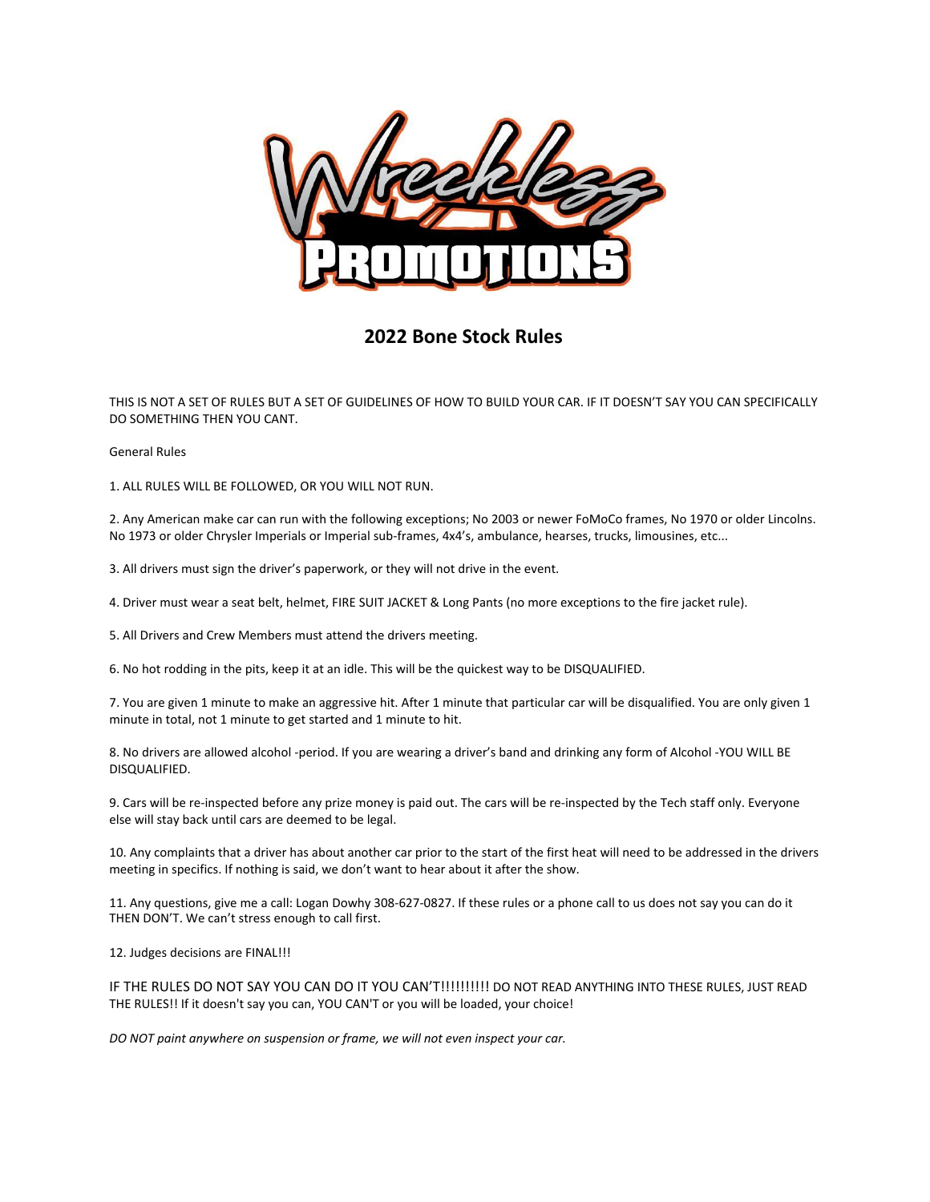## 2022 Bone Stock Rules

THIS IS NOT A SET OF RULES BUT A SET OF GUIDELINES OF HOW TO BUILD YOUR CAR. IF IT DOESN'T SAY YOU CAN SPECIFICALLY DO SOMETHING THEN YOU CANT.

General Rules

1. ALL RULES WILL BE FOLLOWED, OR YOU WILL NOT RUN.

2. Any American make car can run with the following exceptions; No 2003 or newer FoMoCo frames, No 1970 or older Lincolns. No 1973 or older Chrysler Imperials or Imperial sub-frames, 4x4's, ambulance, hearses, trucks, limousines, etc...

3. All drivers must sign the driver's paperwork, or they will not drive in the event.

4. Driver must wear a seat belt, helmet, FIRE SUIT JACKET & Long Pants (no more exceptions to the fire jacket rule).

5. All Drivers and Crew Members must attend the drivers meeting.

6. No hot rodding in the pits, keep it at an idle. This will be the quickest way to be DISQUALIFIED.

7. You are given 1 minute to make an aggressive hit. After 1 minute that particular car will be disqualified. You are only given 1 minute in total, not 1 minute to get started and 1 minute to hit.

8. No drivers are allowed alcohol -period. If you are wearing a driver's band and drinking any form of Alcohol -YOU WILL BE DISQUALIFIED.

9. Cars will be re-inspected before any prize money is paid out. The cars will be re-inspected by the Tech staff only. Everyone else will stay back until cars are deemed to be legal.

10. Any complaints that a driver has about another car prior to the start of the first heat will need to be addressed in the drivers meeting in specifics. If nothing is said, we don't want to hear about it after the show.

11. Any questions, give me a call: Logan Dowhy 308-627-0827. If these rules or a phone call to us does not say you can do it THEN DON'T. We can't stress enough to call first.

12. Judges decisions are FINAL!!!

IF THE RULES DO NOT SAY YOU CAN DO IT YOU CAN'T!!!!!!!!!! DO NOT READ ANYTHING INTO THESE RULES, JUST READ THE RULES!! If it doesn't say you can, YOU CAN'T or you will be loaded, your choice!

*DO NOT paint anywhere on suspension or frame, we will not even inspect your car.*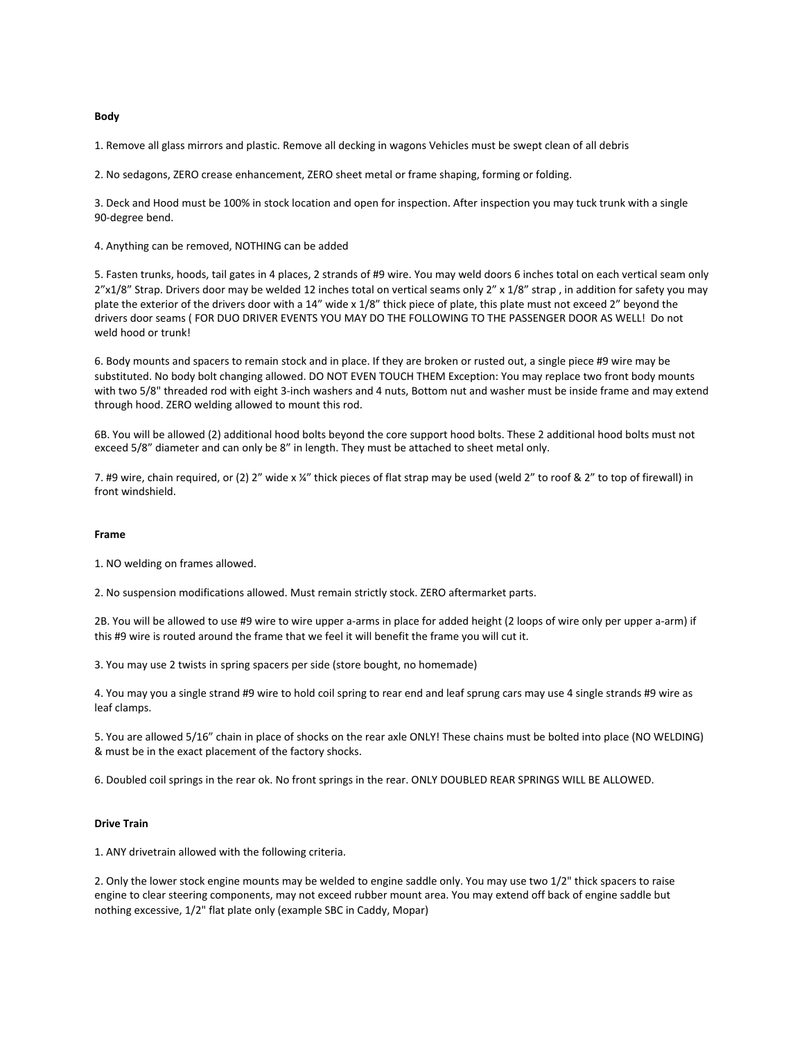**Body**

1. Remove all glass mirrors and plastic. Remove all decking in wagons Vehicles must be swept clean of all debris

2. No sedagons, ZERO crease enhancement, ZERO sheet metal or frame shaping, forming or folding.

3. Deck and Hood must be 100% in stock location and open for inspection. After inspection you may tuck trunk with a single 90-degree bend.

4. Anything can be removed, NOTHING can be added

5. Fasten trunks, hoods, tail gates in 4 places, 2 strands of #9 wire. You may weld doors 6 inches total on each vertical seam only 2"x1/8" Strap. Drivers door may be welded 12 inches total on vertical seams only 2" x 1/8" strap , in addition for safety you may plate the exterior of the drivers door with a 14" wide x 1/8" thick piece of plate, this plate must not exceed 2" beyond the drivers door seams ( FOR DUO DRIVER EVENTS YOU MAY DO THE FOLLOWING TO THE PASSENGER DOOR AS WELL! Do not weld hood or trunk!

6. Body mounts and spacers to remain stock and in place. If they are broken or rusted out, a single piece #9 wire may be substituted. No body bolt changing allowed. DO NOT EVEN TOUCH THEM Exception: You may replace two front body mounts with two 5/8" threaded rod with eight 3-inch washers and 4 nuts, Bottom nut and washer must be inside frame and may extend through hood. ZERO welding allowed to mount this rod.

6B. You will be allowed (2) additional hood bolts beyond the core support hood bolts. These 2 additional hood bolts must not exceed 5/8" diameter and can only be 8" in length. They must be attached to sheet metal only.

7. #9 wire, chain required, or (2) 2" wide x ¼" thick pieces of flat strap may be used (weld 2" to roof & 2" to top of firewall) in front windshield.

**Frame**

1. NO welding on frames allowed.

2. No suspension modifications allowed. Must remain strictly stock. ZERO aftermarket parts.

2B. You will be allowed to use #9 wire to wire upper a-arms in place for added height (2 loops of wire only per upper a-arm) if this #9 wire is routed around the frame that we feel it will benefit the frame you will cut it.

3. You may use 2 twists in spring spacers per side (store bought, no homemade)

4. You may you a single strand #9 wire to hold coil spring to rear end and leaf sprung cars may use 4 single strands #9 wire as leaf clamps.

5. You are allowed 5/16" chain in place of shocks on the rear axle ONLY! These chains must be bolted into place (NO WELDING) & must be in the exact placement of the factory shocks.

6. Doubled coil springs in the rear ok. No front springs in the rear. ONLY DOUBLED REAR SPRINGS WILL BE ALLOWED.

**Drive Train**

1. ANY drivetrain allowed with the following criteria.

2. Only the lower stock engine mounts may be welded to engine saddle only. You may use two 1/2" thick spacers to raise engine to clear steering components, may not exceed rubber mount area. You may extend off back of engine saddle but nothing excessive, 1/2" flat plate only (example SBC in Caddy, Mopar)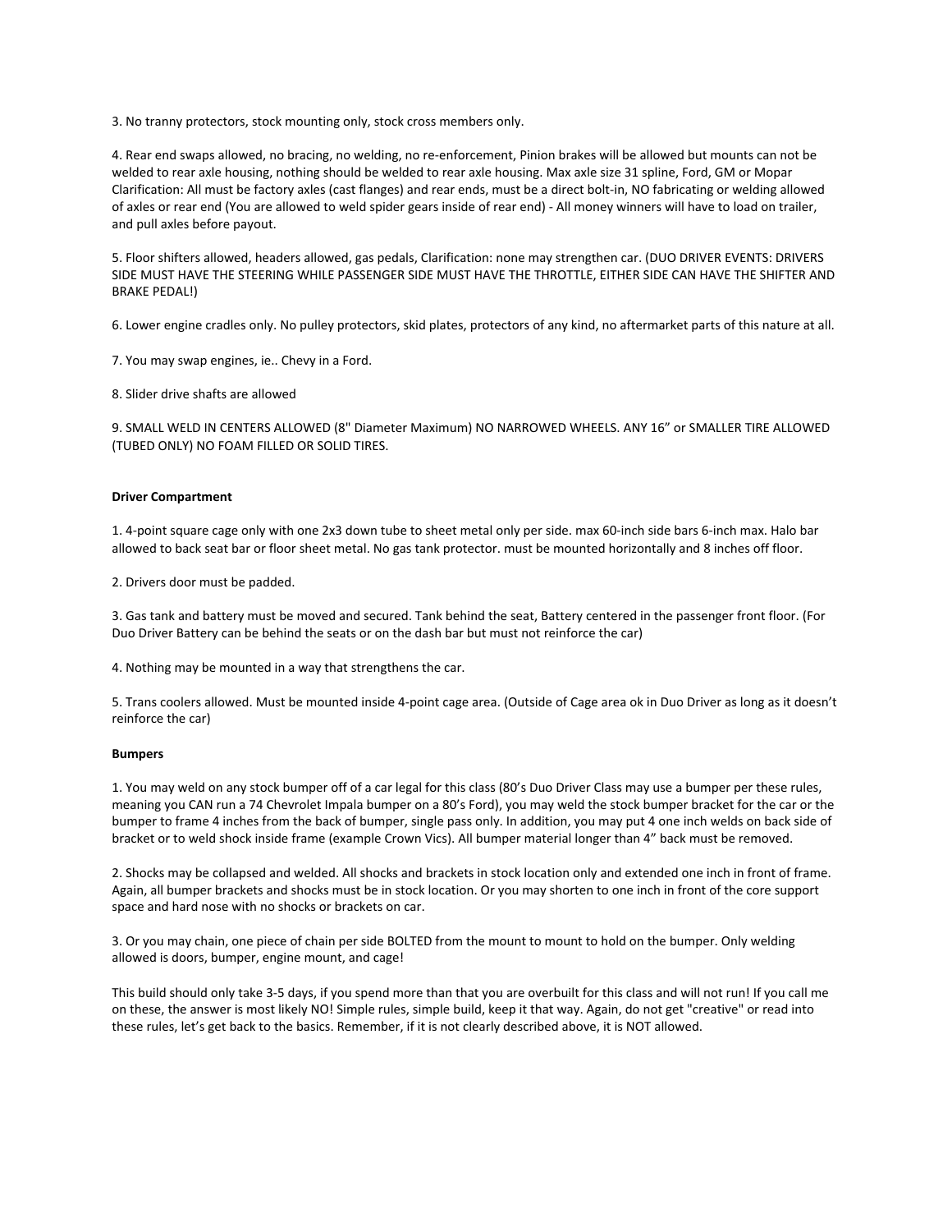3. No tranny protectors, stock mounting only, stock cross members only.

4. Rear end swaps allowed, no bracing, no welding, no re-enforcement, Pinion brakes will be allowed but mounts can not be welded to rear axle housing, nothing should be welded to rear axle housing. Max axle size 31 spline, Ford, GM or Mopar Clarification: All must be factory axles (cast flanges) and rear ends, must be a direct bolt-in, NO fabricating or welding allowed of axles or rear end (You are allowed to weld spider gears inside of rear end) - All money winners will have to load on trailer, and pull axles before payout.

5. Floor shifters allowed, headers allowed, gas pedals, Clarification: none may strengthen car. (DUO DRIVER EVENTS: DRIVERS SIDE MUST HAVE THE STEERING WHILE PASSENGER SIDE MUST HAVE THE THROTTLE, EITHER SIDE CAN HAVE THE SHIFTER AND BRAKE PEDAL!)

6. Lower engine cradles only. No pulley protectors, skid plates, protectors of any kind, no aftermarket parts of this nature at all.

7. You may swap engines, ie.. Chevy in a Ford.

8. Slider drive shafts are allowed

9. SMALL WELD IN CENTERS ALLOWED (8" Diameter Maximum) NO NARROWED WHEELS. ANY 16" or SMALLER TIRE ALLOWED (TUBED ONLY) NO FOAM FILLED OR SOLID TIRES.

**Driver Compartment**

1. 4-point square cage only with one 2x3 down tube to sheet metal only per side. max 60-inch side bars 6-inch max. Halo bar allowed to back seat bar or floor sheet metal. No gas tank protector. must be mounted horizontally and 8 inches off floor.

2. Drivers door must be padded.

3. Gas tank and battery must be moved and secured. Tank behind the seat, Battery centered in the passenger front floor. (For Duo Driver Battery can be behind the seats or on the dash bar but must not reinforce the car)

4. Nothing may be mounted in a way that strengthens the car.

5. Trans coolers allowed. Must be mounted inside 4-point cage area. (Outside of Cage area ok in Duo Driver as long as it doesn't reinforce the car)

**Bumpers**

1. You may weld on any stock bumper off of a car legal for this class (80's Duo Driver Class may use a bumper per these rules, meaning you CAN run a 74 Chevrolet Impala bumper on a 80's Ford), you may weld the stock bumper bracket for the car or the bumper to frame 4 inches from the back of bumper, single pass only. In addition, you may put 4 one inch welds on back side of bracket or to weld shock inside frame (example Crown Vics). All bumper material longer than 4" back must be removed.

2. Shocks may be collapsed and welded. All shocks and brackets in stock location only and extended one inch in front of frame. Again, all bumper brackets and shocks must be in stock location. Or you may shorten to one inch in front of the core support space and hard nose with no shocks or brackets on car.

3. Or you may chain, one piece of chain per side BOLTED from the mount to mount to hold on the bumper. Only welding allowed is doors, bumper, engine mount, and cage!

This build should only take 3-5 days, if you spend more than that you are overbuilt for this class and will not run! If you call me on these, the answer is most likely NO! Simple rules, simple build, keep it that way. Again, do not get "creative" or read into these rules, let's get back to the basics. Remember, if it is not clearly described above, it is NOT allowed.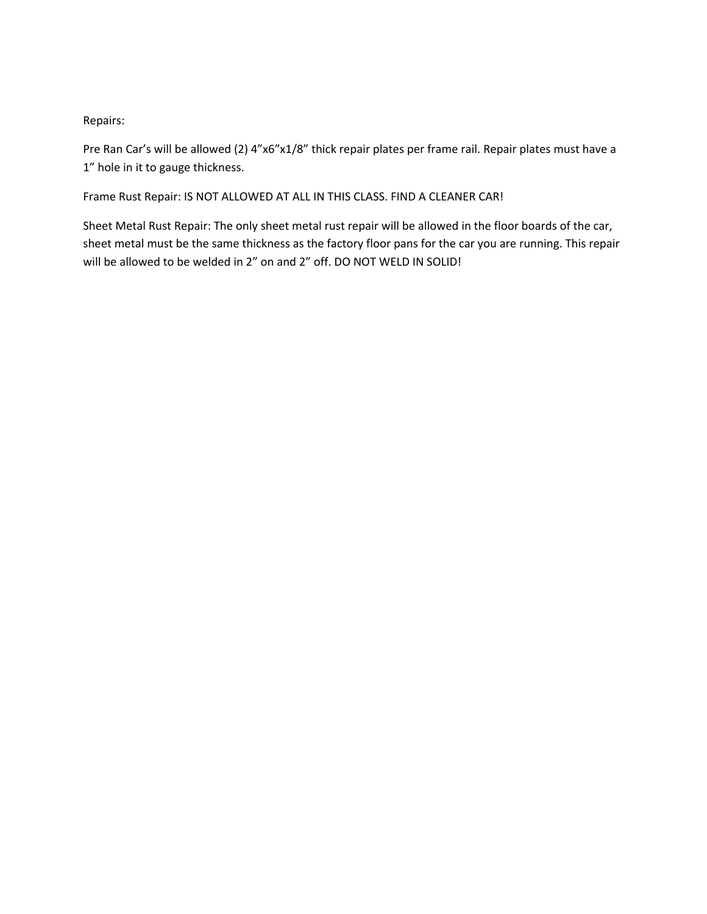Repairs:

Pre Ran Car’s will be allowed (2) 4”x6”x1/8” thick repair plates per frame rail. Repair plates must have a 1” hole in it to gauge thickness.

Frame Rust Repair: IS NOT ALLOWED AT ALL IN THIS CLASS. FIND A CLEANER CAR!

Sheet Metal Rust Repair: The only sheet metal rust repair will be allowed in the floor boards of the car, sheet metal must be the same thickness as the factory floor pans for the car you are running. This repair will be allowed to be welded in 2” on and 2” off. DO NOT WELD IN SOLID!